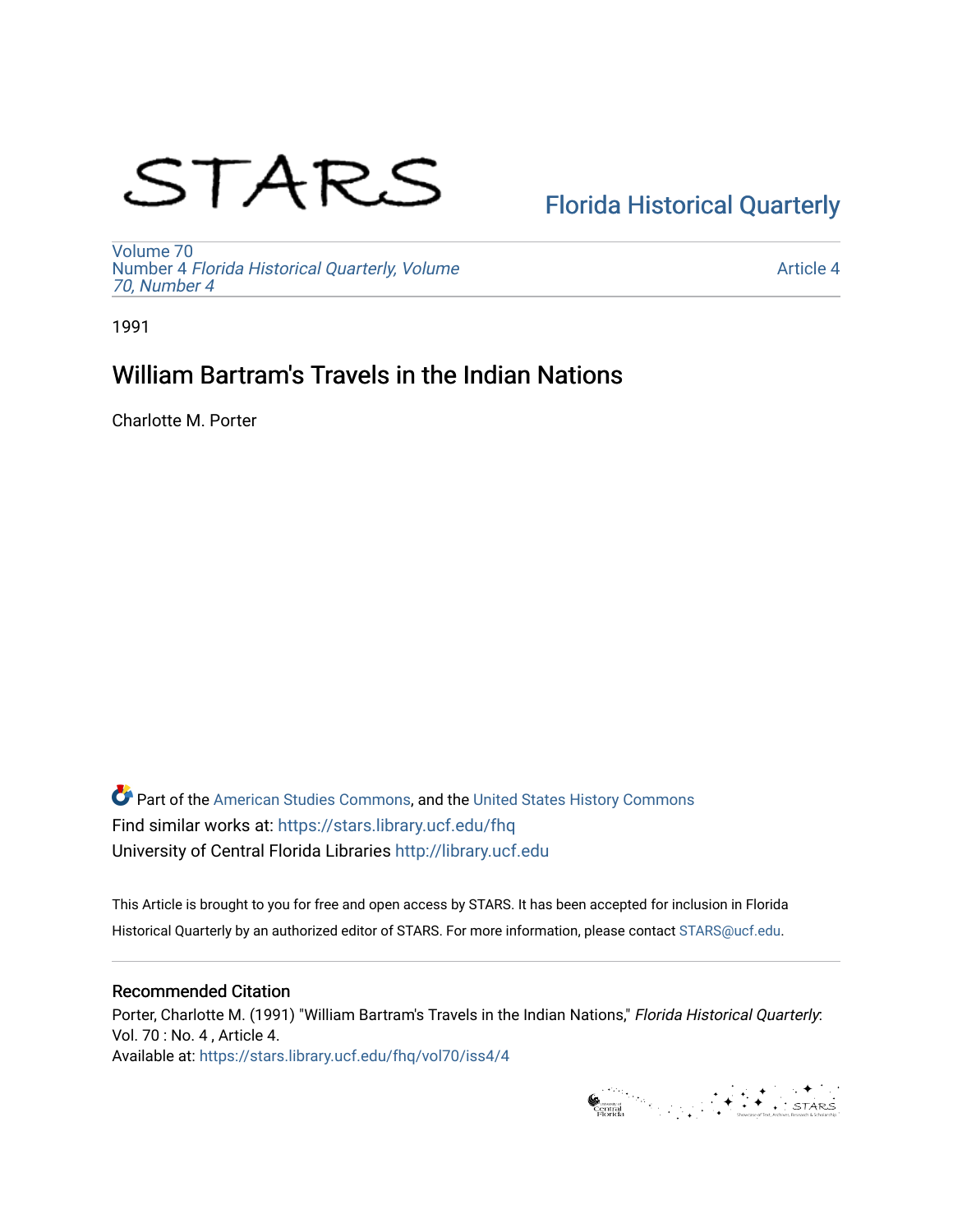STARS

Florida Historical Quarterly

Volume 70
Number 4 *Florida Historical Quarterly, Volume 70, Number 4*

Article 4

1991

# William Bartram's Travels in the Indian Nations

Charlotte M. Porter

Part of the American Studies Commons, and the United States History Commons
Find similar works at: https://stars.library.ucf.edu/fhq
University of Central Florida Libraries http://library.ucf.edu

This Article is brought to you for free and open access by STARS. It has been accepted for inclusion in Florida Historical Quarterly by an authorized editor of STARS. For more information, please contact STARS@ucf.edu.

## Recommended Citation

Porter, Charlotte M. (1991) "William Bartram's Travels in the Indian Nations," *Florida Historical Quarterly*: Vol. 70 : No. 4 , Article 4.
Available at: https://stars.library.ucf.edu/fhq/vol70/iss4/4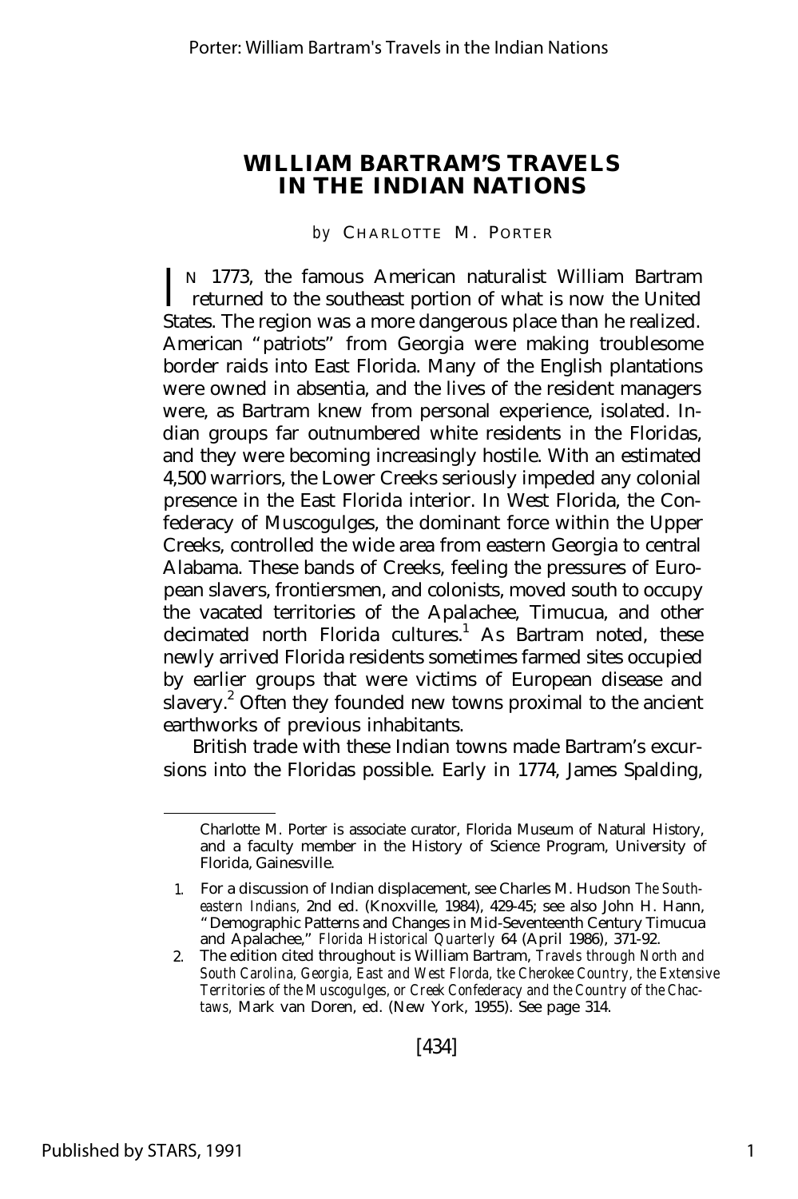# WILLIAM BARTRAM'S TRAVELS IN THE INDIAN NATIONS

*by* CHARLOTTE M. PORTER

IN 1773, the famous American naturalist William Bartram returned to the southeast portion of what is now the United States. The region was a more dangerous place than he realized. American "patriots" from Georgia were making troublesome border raids into East Florida. Many of the English plantations were owned in absentia, and the lives of the resident managers were, as Bartram knew from personal experience, isolated. Indian groups far outnumbered white residents in the Floridas, and they were becoming increasingly hostile. With an estimated 4,500 warriors, the Lower Creeks seriously impeded any colonial presence in the East Florida interior. In West Florida, the Confederacy of Muscogulges, the dominant force within the Upper Creeks, controlled the wide area from eastern Georgia to central Alabama. These bands of Creeks, feeling the pressures of European slavers, frontiersmen, and colonists, moved south to occupy the vacated territories of the Apalachee, Timucua, and other decimated north Florida cultures.[1] As Bartram noted, these newly arrived Florida residents sometimes farmed sites occupied by earlier groups that were victims of European disease and slavery.[2] Often they founded new towns proximal to the ancient earthworks of previous inhabitants.

British trade with these Indian towns made Bartram's excursions into the Floridas possible. Early in 1774, James Spalding,

---

Charlotte M. Porter is associate curator, Florida Museum of Natural History, and a faculty member in the History of Science Program, University of Florida, Gainesville.

1. For a discussion of Indian displacement, see Charles M. Hudson *The Southeastern Indians,* 2nd ed. (Knoxville, 1984), 429-45; see also John H. Hann, "Demographic Patterns and Changes in Mid-Seventeenth Century Timucua and Apalachee," *Florida Historical Quarterly* 64 (April 1986), 371-92.
2. The edition cited throughout is William Bartram, *Travels through North and South Carolina, Georgia, East and West Florda, tke Cherokee Country, the Extensive Territories of the Muscogulges, or Creek Confederacy and the Country of the Chactaws,* Mark van Doren, ed. (New York, 1955). See page 314.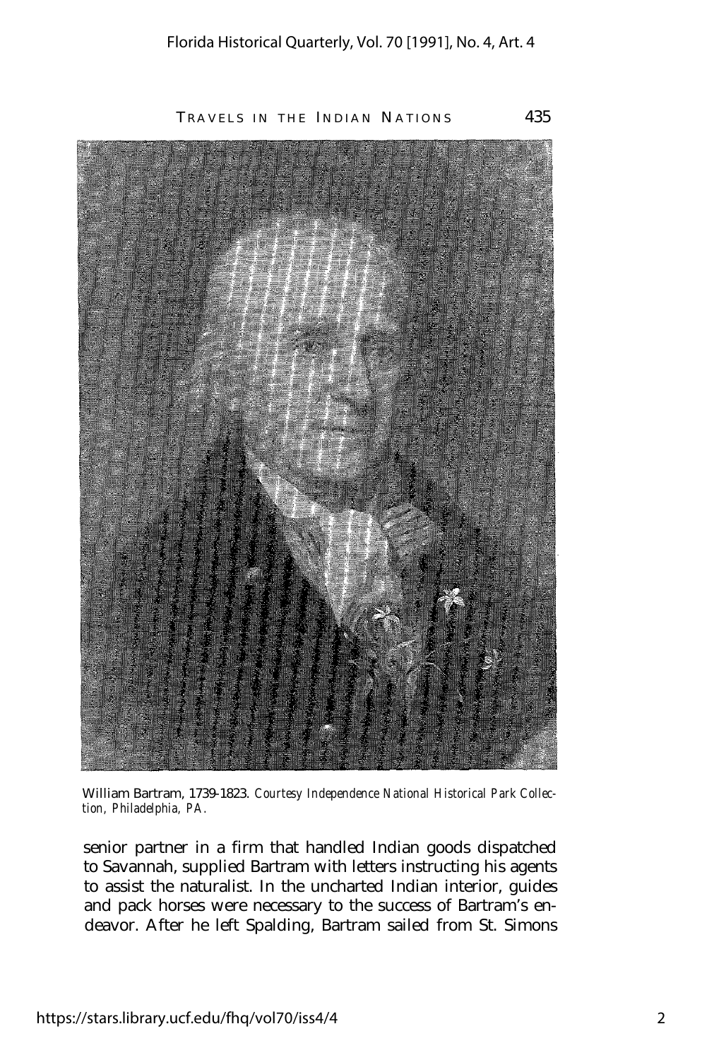William Bartram, 1739-1823. *Courtesy Independence National Historical Park Collection, Philadelphia, PA.*

senior partner in a firm that handled Indian goods dispatched to Savannah, supplied Bartram with letters instructing his agents to assist the naturalist. In the uncharted Indian interior, guides and pack horses were necessary to the success of Bartram's endeavor. After he left Spalding, Bartram sailed from St. Simons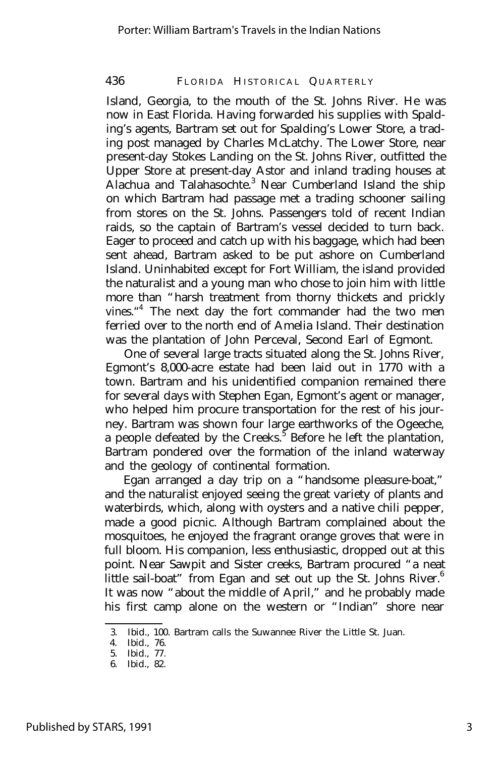Island, Georgia, to the mouth of the St. Johns River. He was now in East Florida. Having forwarded his supplies with Spalding's agents, Bartram set out for Spalding's Lower Store, a trading post managed by Charles McLatchy. The Lower Store, near present-day Stokes Landing on the St. Johns River, outfitted the Upper Store at present-day Astor and inland trading houses at Alachua and Talahasochte.[3] Near Cumberland Island the ship on which Bartram had passage met a trading schooner sailing from stores on the St. Johns. Passengers told of recent Indian raids, so the captain of Bartram's vessel decided to turn back. Eager to proceed and catch up with his baggage, which had been sent ahead, Bartram asked to be put ashore on Cumberland Island. Uninhabited except for Fort William, the island provided the naturalist and a young man who chose to join him with little more than "harsh treatment from thorny thickets and prickly vines."[4] The next day the fort commander had the two men ferried over to the north end of Amelia Island. Their destination was the plantation of John Perceval, Second Earl of Egmont.

One of several large tracts situated along the St. Johns River, Egmont's 8,000-acre estate had been laid out in 1770 with a town. Bartram and his unidentified companion remained there for several days with Stephen Egan, Egmont's agent or manager, who helped him procure transportation for the rest of his journey. Bartram was shown four large earthworks of the Ogeeche, a people defeated by the Creeks.[5] Before he left the plantation, Bartram pondered over the formation of the inland waterway and the geology of continental formation.

Egan arranged a day trip on a "handsome pleasure-boat," and the naturalist enjoyed seeing the great variety of plants and waterbirds, which, along with oysters and a native chili pepper, made a good picnic. Although Bartram complained about the mosquitoes, he enjoyed the fragrant orange groves that were in full bloom. His companion, less enthusiastic, dropped out at this point. Near Sawpit and Sister creeks, Bartram procured "a neat little sail-boat" from Egan and set out up the St. Johns River.[6] It was now "about the middle of April," and he probably made his first camp alone on the western or "Indian" shore near

---

3. Ibid., 100. Bartram calls the Suwannee River the Little St. Juan.
4. Ibid., 76.
5. Ibid., 77.
6. Ibid., 82.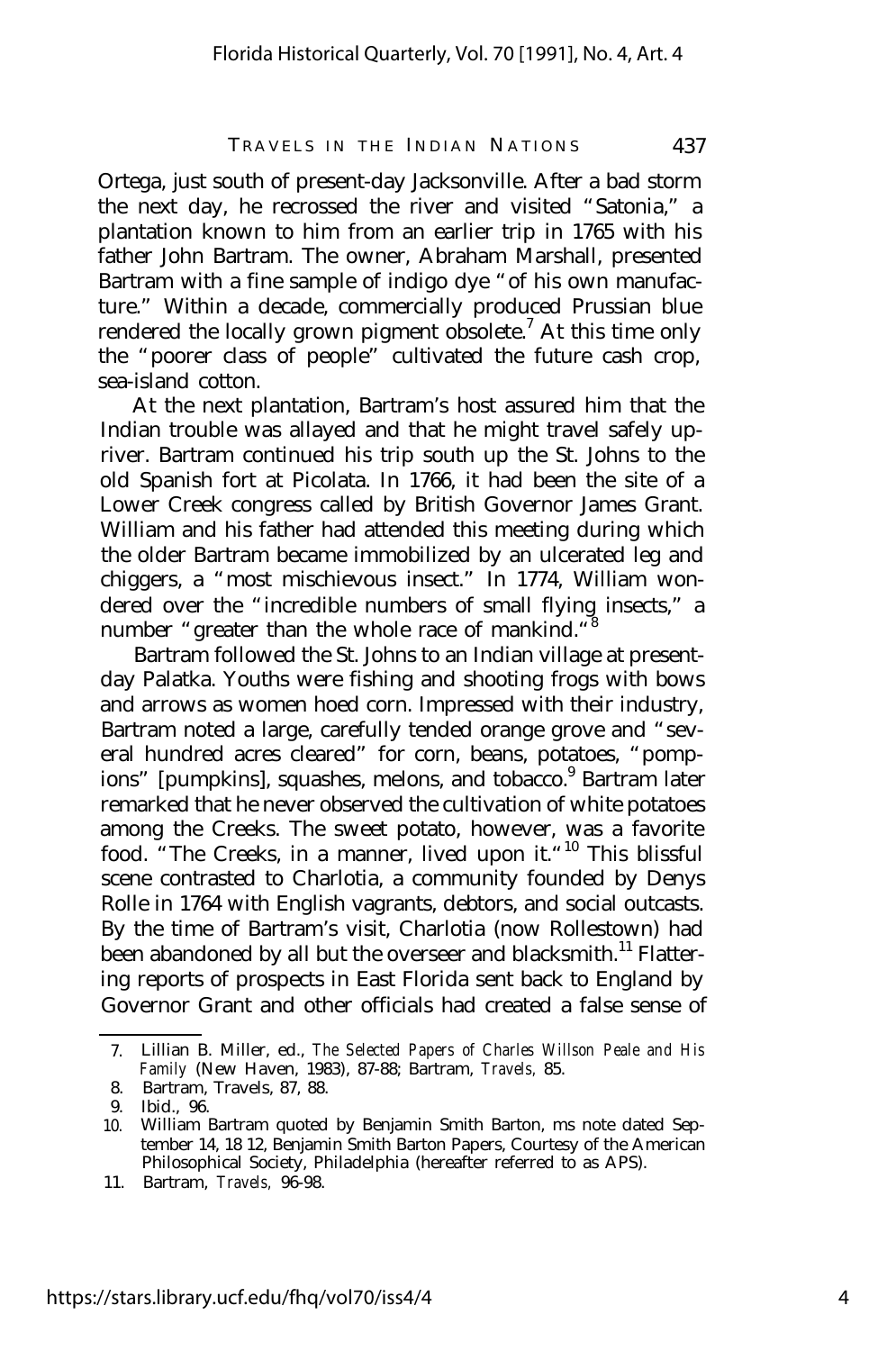Ortega, just south of present-day Jacksonville. After a bad storm the next day, he recrossed the river and visited "Satonia," a plantation known to him from an earlier trip in 1765 with his father John Bartram. The owner, Abraham Marshall, presented Bartram with a fine sample of indigo dye "of his own manufacture." Within a decade, commercially produced Prussian blue rendered the locally grown pigment obsolete.[7] At this time only the "poorer class of people" cultivated the future cash crop, sea-island cotton.

At the next plantation, Bartram's host assured him that the Indian trouble was allayed and that he might travel safely upriver. Bartram continued his trip south up the St. Johns to the old Spanish fort at Picolata. In 1766, it had been the site of a Lower Creek congress called by British Governor James Grant. William and his father had attended this meeting during which the older Bartram became immobilized by an ulcerated leg and chiggers, a "most mischievous insect." In 1774, William wondered over the "incredible numbers of small flying insects," a number "greater than the whole race of mankind."[8]

Bartram followed the St. Johns to an Indian village at present-day Palatka. Youths were fishing and shooting frogs with bows and arrows as women hoed corn. Impressed with their industry, Bartram noted a large, carefully tended orange grove and "several hundred acres cleared" for corn, beans, potatoes, "pompions" [pumpkins], squashes, melons, and tobacco.[9] Bartram later remarked that he never observed the cultivation of white potatoes among the Creeks. The sweet potato, however, was a favorite food. "The Creeks, in a manner, lived upon it."[10] This blissful scene contrasted to Charlotia, a community founded by Denys Rolle in 1764 with English vagrants, debtors, and social outcasts. By the time of Bartram's visit, Charlotia (now Rollestown) had been abandoned by all but the overseer and blacksmith.[11] Flattering reports of prospects in East Florida sent back to England by Governor Grant and other officials had created a false sense of

---

7. Lillian B. Miller, ed., *The Selected Papers of Charles Willson Peale and His Family* (New Haven, 1983), 87-88; Bartram, *Travels,* 85.
8. Bartram, Travels, 87, 88.
9. Ibid., 96.
10. William Bartram quoted by Benjamin Smith Barton, ms note dated September 14, 18 12, Benjamin Smith Barton Papers, Courtesy of the American Philosophical Society, Philadelphia (hereafter referred to as APS).
11. Bartram, *Travels,* 96-98.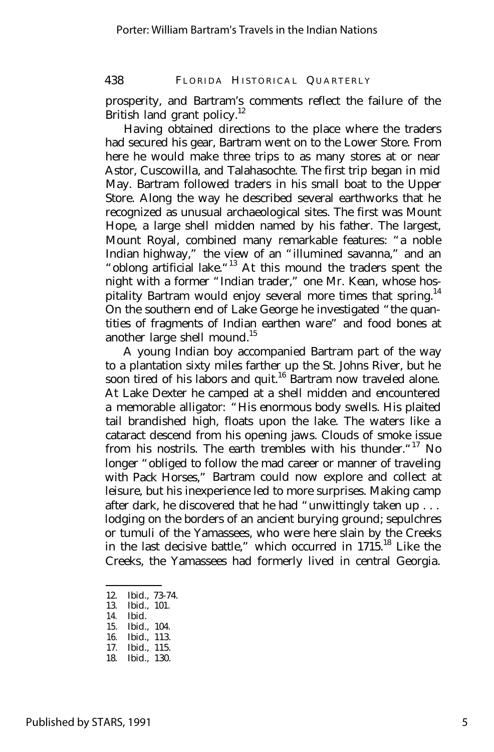prosperity, and Bartram's comments reflect the failure of the British land grant policy.[12]

Having obtained directions to the place where the traders had secured his gear, Bartram went on to the Lower Store. From here he would make three trips to as many stores at or near Astor, Cuscowilla, and Talahasochte. The first trip began in mid May. Bartram followed traders in his small boat to the Upper Store. Along the way he described several earthworks that he recognized as unusual archaeological sites. The first was Mount Hope, a large shell midden named by his father. The largest, Mount Royal, combined many remarkable features: "a noble Indian highway," the view of an "illumined savanna," and an "oblong artificial lake."[13] At this mound the traders spent the night with a former "Indian trader," one Mr. Kean, whose hospitality Bartram would enjoy several more times that spring.[14] On the southern end of Lake George he investigated "the quantities of fragments of Indian earthen ware" and food bones at another large shell mound.[15]

A young Indian boy accompanied Bartram part of the way to a plantation sixty miles farther up the St. Johns River, but he soon tired of his labors and quit.[16] Bartram now traveled alone. At Lake Dexter he camped at a shell midden and encountered a memorable alligator: "His enormous body swells. His plaited tail brandished high, floats upon the lake. The waters like a cataract descend from his opening jaws. Clouds of smoke issue from his nostrils. The earth trembles with his thunder."[17] No longer "obliged to follow the mad career or manner of traveling with Pack Horses," Bartram could now explore and collect at leisure, but his inexperience led to more surprises. Making camp after dark, he discovered that he had "unwittingly taken up . . . lodging on the borders of an ancient burying ground; sepulchres or tumuli of the Yamassees, who were here slain by the Creeks in the last decisive battle," which occurred in 1715.[18] Like the Creeks, the Yamassees had formerly lived in central Georgia.

12. Ibid., 73-74.
13. Ibid., 101.
14. Ibid.
15. Ibid., 104.
16. Ibid., 113.
17. Ibid., 115.
18. Ibid., 130.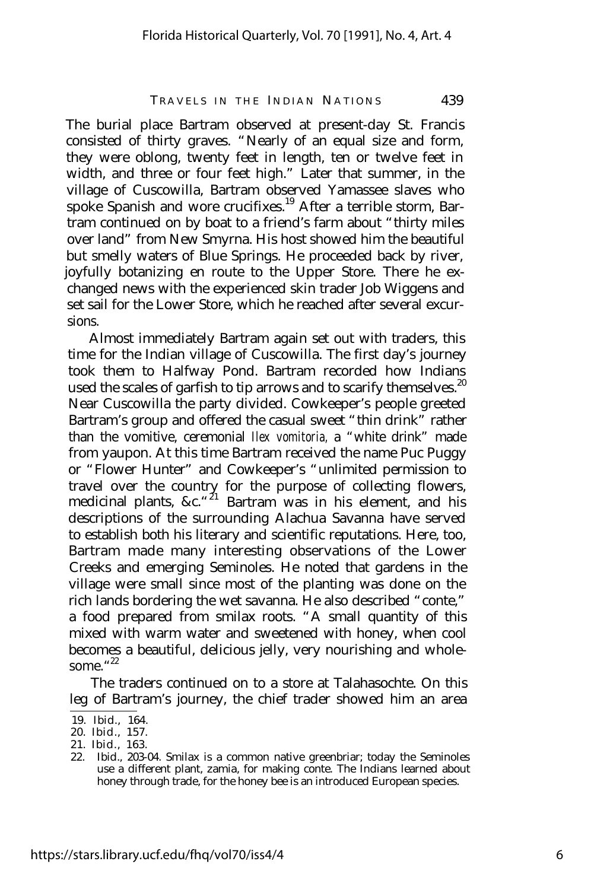The burial place Bartram observed at present-day St. Francis consisted of thirty graves. "Nearly of an equal size and form, they were oblong, twenty feet in length, ten or twelve feet in width, and three or four feet high." Later that summer, in the village of Cuscowilla, Bartram observed Yamassee slaves who spoke Spanish and wore crucifixes.[19] After a terrible storm, Bartram continued on by boat to a friend's farm about "thirty miles over land" from New Smyrna. His host showed him the beautiful but smelly waters of Blue Springs. He proceeded back by river, joyfully botanizing en route to the Upper Store. There he exchanged news with the experienced skin trader Job Wiggens and set sail for the Lower Store, which he reached after several excursions.

Almost immediately Bartram again set out with traders, this time for the Indian village of Cuscowilla. The first day's journey took them to Halfway Pond. Bartram recorded how Indians used the scales of garfish to tip arrows and to scarify themselves.[20] Near Cuscowilla the party divided. Cowkeeper's people greeted Bartram's group and offered the casual sweet "thin drink" rather than the vomitive, ceremonial *Ilex vomitoria*, a "white drink" made from yaupon. At this time Bartram received the name Puc Puggy or "Flower Hunter" and Cowkeeper's "unlimited permission to travel over the country for the purpose of collecting flowers, medicinal plants, &c."[21] Bartram was in his element, and his descriptions of the surrounding Alachua Savanna have served to establish both his literary and scientific reputations. Here, too, Bartram made many interesting observations of the Lower Creeks and emerging Seminoles. He noted that gardens in the village were small since most of the planting was done on the rich lands bordering the wet savanna. He also described "conte," a food prepared from smilax roots. "A small quantity of this mixed with warm water and sweetened with honey, when cool becomes a beautiful, delicious jelly, very nourishing and wholesome."[22]

The traders continued on to a store at Talahasochte. On this leg of Bartram's journey, the chief trader showed him an area

19. Ibid., 164.
20. Ibid., 157.
21. Ibid., 163.
22. Ibid., 203-04. Smilax is a common native greenbriar; today the Seminoles use a different plant, zamia, for making conte. The Indians learned about honey through trade, for the honey bee is an introduced European species.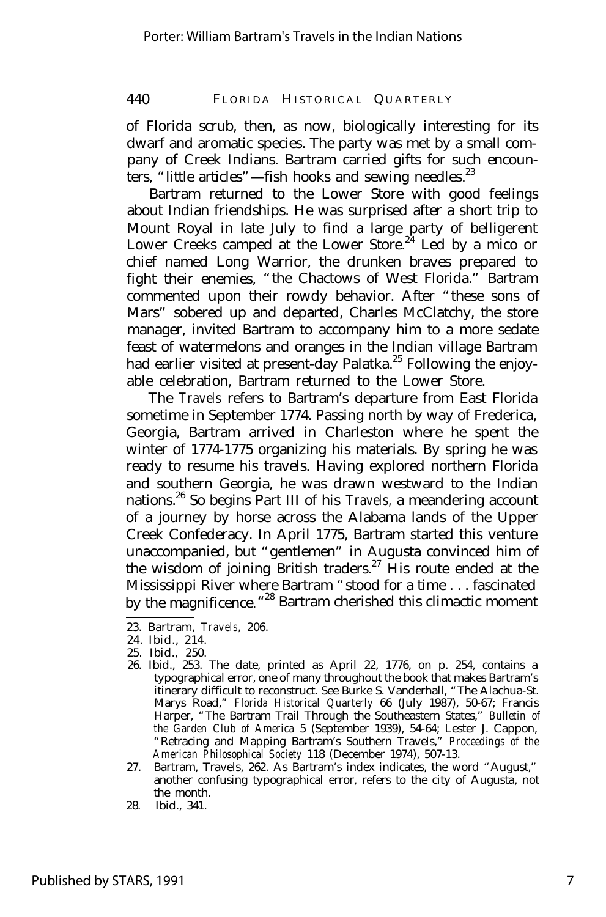of Florida scrub, then, as now, biologically interesting for its dwarf and aromatic species. The party was met by a small company of Creek Indians. Bartram carried gifts for such encounters, "little articles"—fish hooks and sewing needles.[23]

Bartram returned to the Lower Store with good feelings about Indian friendships. He was surprised after a short trip to Mount Royal in late July to find a large party of belligerent Lower Creeks camped at the Lower Store.[24] Led by a mico or chief named Long Warrior, the drunken braves prepared to fight their enemies, "the Chactows of West Florida." Bartram commented upon their rowdy behavior. After "these sons of Mars" sobered up and departed, Charles McClatchy, the store manager, invited Bartram to accompany him to a more sedate feast of watermelons and oranges in the Indian village Bartram had earlier visited at present-day Palatka.[25] Following the enjoyable celebration, Bartram returned to the Lower Store.

The *Travels* refers to Bartram's departure from East Florida sometime in September 1774. Passing north by way of Frederica, Georgia, Bartram arrived in Charleston where he spent the winter of 1774-1775 organizing his materials. By spring he was ready to resume his travels. Having explored northern Florida and southern Georgia, he was drawn westward to the Indian nations.[26] So begins Part III of his *Travels*, a meandering account of a journey by horse across the Alabama lands of the Upper Creek Confederacy. In April 1775, Bartram started this venture unaccompanied, but "gentlemen" in Augusta convinced him of the wisdom of joining British traders.[27] His route ended at the Mississippi River where Bartram "stood for a time . . . fascinated by the magnificence."[28] Bartram cherished this climactic moment

---

23. Bartram, *Travels*, 206.
24. Ibid., 214.
25. Ibid., 250.
26. Ibid., 253. The date, printed as April 22, 1776, on p. 254, contains a typographical error, one of many throughout the book that makes Bartram's itinerary difficult to reconstruct. See Burke S. Vanderhall, "The Alachua-St. Marys Road," *Florida Historical Quarterly* 66 (July 1987), 50-67; Francis Harper, "The Bartram Trail Through the Southeastern States," *Bulletin of the Garden Club of America* 5 (September 1939), 54-64; Lester J. Cappon, "Retracing and Mapping Bartram's Southern Travels," *Proceedings of the American Philosophical Society* 118 (December 1974), 507-13.
27. Bartram, Travels, 262. As Bartram's index indicates, the word "August," another confusing typographical error, refers to the city of Augusta, not the month.
28. Ibid., 341.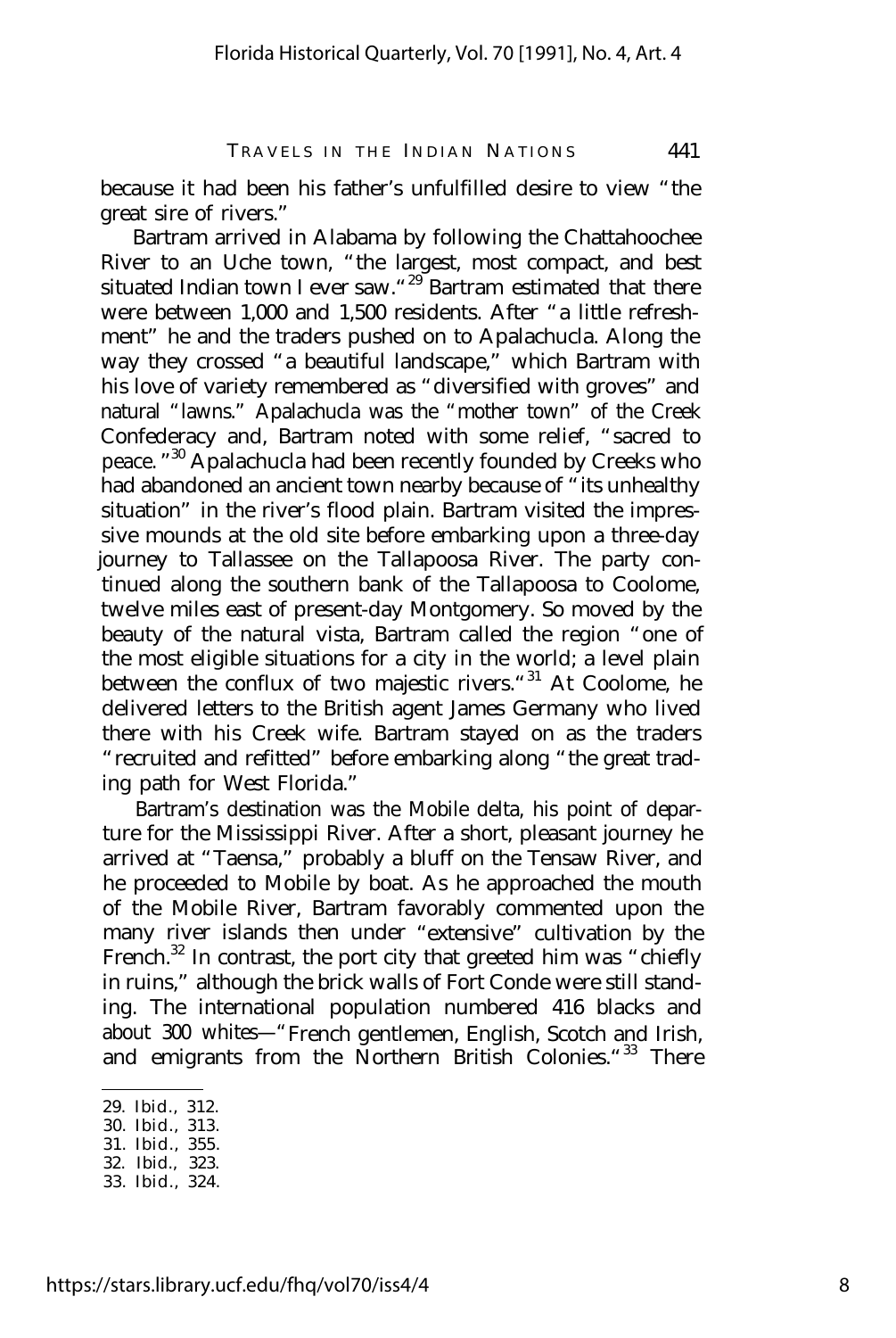because it had been his father's unfulfilled desire to view "the great sire of rivers."

Bartram arrived in Alabama by following the Chattahoochee River to an Uche town, "the largest, most compact, and best situated Indian town I ever saw."[29] Bartram estimated that there were between 1,000 and 1,500 residents. After "a little refreshment" he and the traders pushed on to Apalachucla. Along the way they crossed "a beautiful landscape," which Bartram with his love of variety remembered as "diversified with groves" and natural "lawns." Apalachucla was the "mother town" of the Creek Confederacy and, Bartram noted with some relief, "sacred to peace."[30] Apalachucla had been recently founded by Creeks who had abandoned an ancient town nearby because of "its unhealthy situation" in the river's flood plain. Bartram visited the impressive mounds at the old site before embarking upon a three-day journey to Tallassee on the Tallapoosa River. The party continued along the southern bank of the Tallapoosa to Coolome, twelve miles east of present-day Montgomery. So moved by the beauty of the natural vista, Bartram called the region "one of the most eligible situations for a city in the world; a level plain between the conflux of two majestic rivers."[31] At Coolome, he delivered letters to the British agent James Germany who lived there with his Creek wife. Bartram stayed on as the traders "recruited and refitted" before embarking along "the great trading path for West Florida."

Bartram's destination was the Mobile delta, his point of departure for the Mississippi River. After a short, pleasant journey he arrived at "Taensa," probably a bluff on the Tensaw River, and he proceeded to Mobile by boat. As he approached the mouth of the Mobile River, Bartram favorably commented upon the many river islands then under "extensive" cultivation by the French.[32] In contrast, the port city that greeted him was "chiefly in ruins," although the brick walls of Fort Conde were still standing. The international population numbered 416 blacks and about 300 whites—"French gentlemen, English, Scotch and Irish, and emigrants from the Northern British Colonies."[33] There

29. Ibid., 312.
30. Ibid., 313.
31. Ibid., 355.
32. Ibid., 323.
33. Ibid., 324.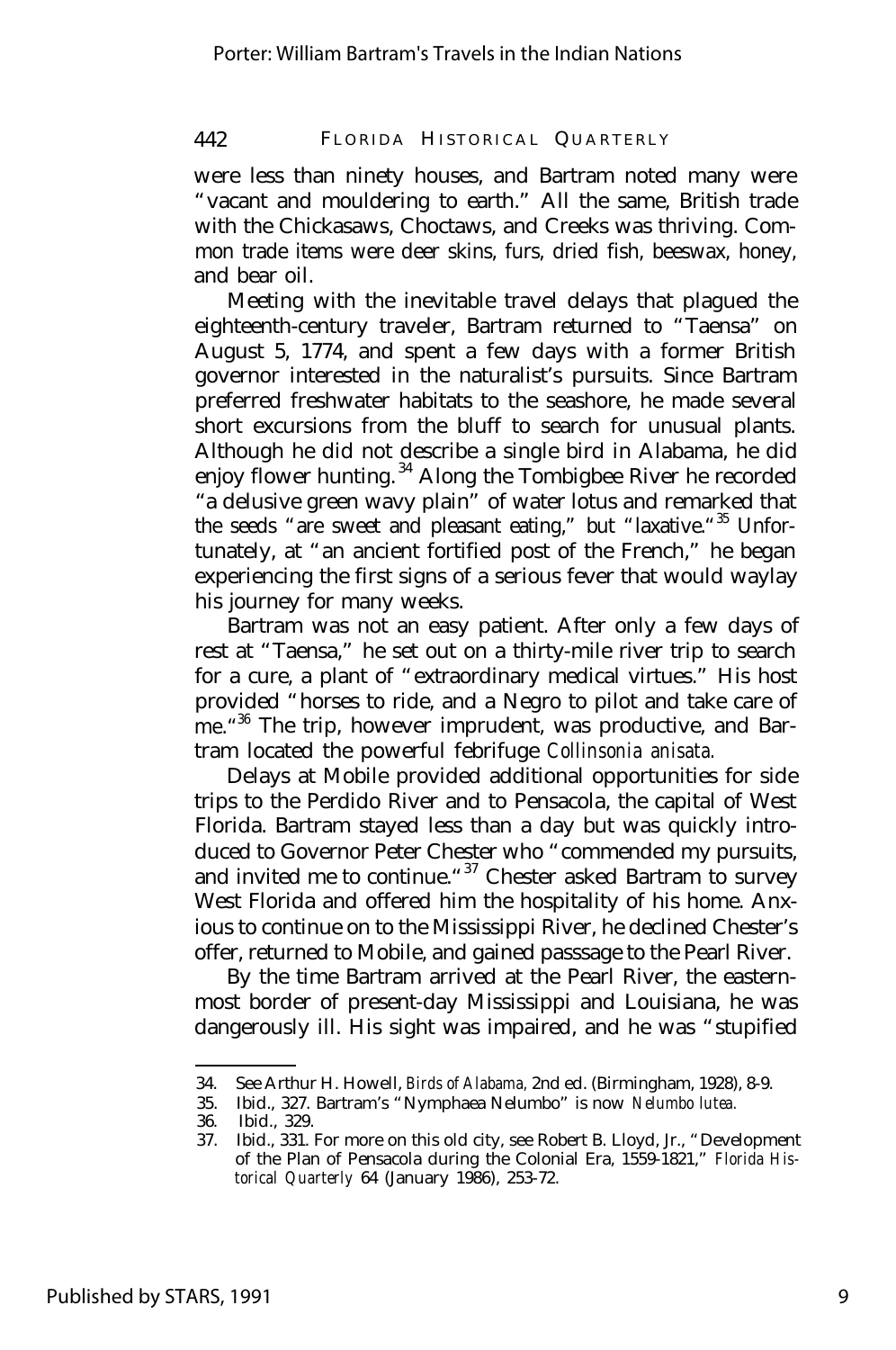were less than ninety houses, and Bartram noted many were "vacant and mouldering to earth." All the same, British trade with the Chickasaws, Choctaws, and Creeks was thriving. Common trade items were deer skins, furs, dried fish, beeswax, honey, and bear oil.

Meeting with the inevitable travel delays that plagued the eighteenth-century traveler, Bartram returned to "Taensa" on August 5, 1774, and spent a few days with a former British governor interested in the naturalist's pursuits. Since Bartram preferred freshwater habitats to the seashore, he made several short excursions from the bluff to search for unusual plants. Although he did not describe a single bird in Alabama, he did enjoy flower hunting.[34] Along the Tombigbee River he recorded "a delusive green wavy plain" of water lotus and remarked that the seeds "are sweet and pleasant eating," but "laxative."[35] Unfortunately, at "an ancient fortified post of the French," he began experiencing the first signs of a serious fever that would waylay his journey for many weeks.

Bartram was not an easy patient. After only a few days of rest at "Taensa," he set out on a thirty-mile river trip to search for a cure, a plant of "extraordinary medical virtues." His host provided "horses to ride, and a Negro to pilot and take care of me."[36] The trip, however imprudent, was productive, and Bartram located the powerful febrifuge *Collinsonia anisata.*

Delays at Mobile provided additional opportunities for side trips to the Perdido River and to Pensacola, the capital of West Florida. Bartram stayed less than a day but was quickly introduced to Governor Peter Chester who "commended my pursuits, and invited me to continue."[37] Chester asked Bartram to survey West Florida and offered him the hospitality of his home. Anxious to continue on to the Mississippi River, he declined Chester's offer, returned to Mobile, and gained passsage to the Pearl River.

By the time Bartram arrived at the Pearl River, the easternmost border of present-day Mississippi and Louisiana, he was dangerously ill. His sight was impaired, and he was "stupified

34. See Arthur H. Howell, *Birds of Alabama,* 2nd ed. (Birmingham, 1928), 8-9.
35. Ibid., 327. Bartram's "Nymphaea Nelumbo" is now *Nelumbo lutea.*
36. Ibid., 329.
37. Ibid., 331. For more on this old city, see Robert B. Lloyd, Jr., "Development of the Plan of Pensacola during the Colonial Era, 1559-1821," *Florida Historical Quarterly* 64 (January 1986), 253-72.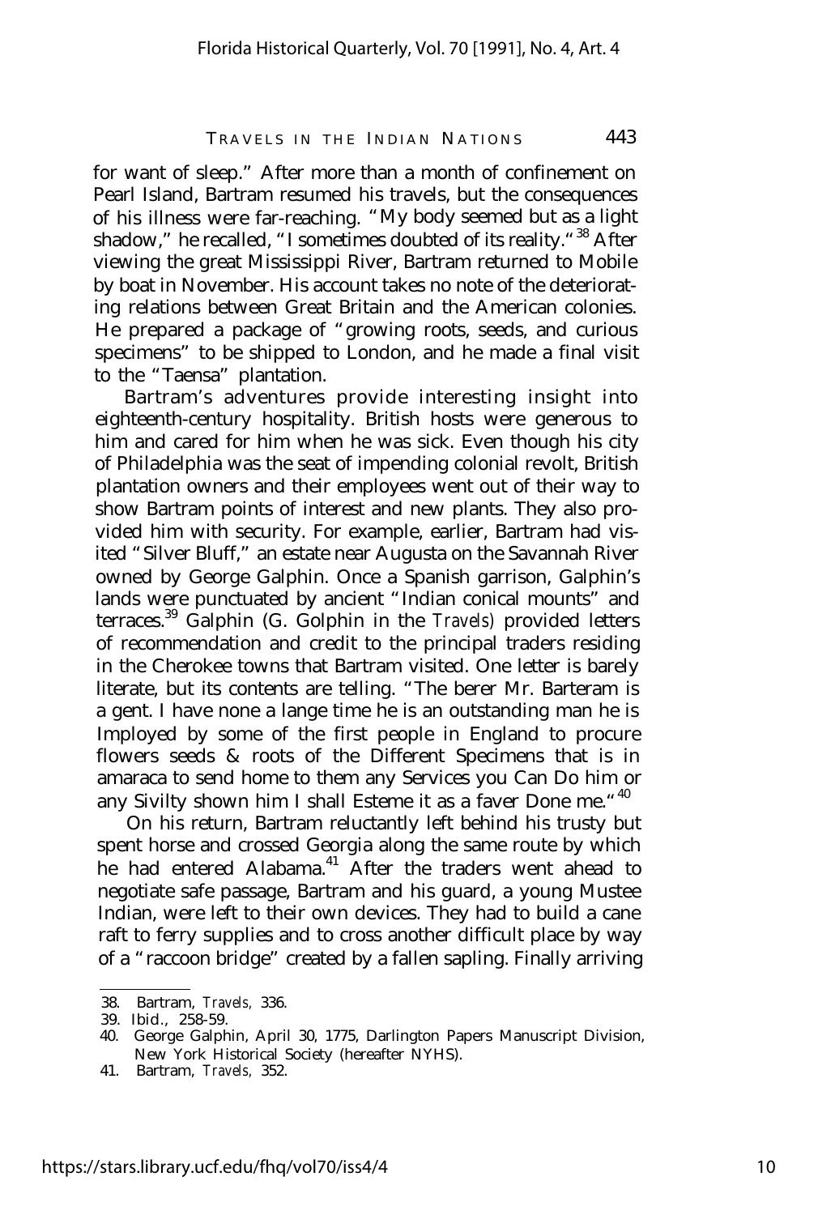for want of sleep." After more than a month of confinement on Pearl Island, Bartram resumed his travels, but the consequences of his illness were far-reaching. "My body seemed but as a light shadow," he recalled, "I sometimes doubted of its reality."[38] After viewing the great Mississippi River, Bartram returned to Mobile by boat in November. His account takes no note of the deteriorating relations between Great Britain and the American colonies. He prepared a package of "growing roots, seeds, and curious specimens" to be shipped to London, and he made a final visit to the "Taensa" plantation.

Bartram's adventures provide interesting insight into eighteenth-century hospitality. British hosts were generous to him and cared for him when he was sick. Even though his city of Philadelphia was the seat of impending colonial revolt, British plantation owners and their employees went out of their way to show Bartram points of interest and new plants. They also provided him with security. For example, earlier, Bartram had visited "Silver Bluff," an estate near Augusta on the Savannah River owned by George Galphin. Once a Spanish garrison, Galphin's lands were punctuated by ancient "Indian conical mounts" and terraces.[39] Galphin (G. Golphin in the *Travels*) provided letters of recommendation and credit to the principal traders residing in the Cherokee towns that Bartram visited. One letter is barely literate, but its contents are telling. "The berer Mr. Barteram is a gent. I have none a lange time he is an outstanding man he is Imployed by some of the first people in England to procure flowers seeds & roots of the Different Specimens that is in amaraca to send home to them any Services you Can Do him or any Sivilty shown him I shall Esteme it as a faver Done me."[40]

On his return, Bartram reluctantly left behind his trusty but spent horse and crossed Georgia along the same route by which he had entered Alabama.[41] After the traders went ahead to negotiate safe passage, Bartram and his guard, a young Mustee Indian, were left to their own devices. They had to build a cane raft to ferry supplies and to cross another difficult place by way of a "raccoon bridge" created by a fallen sapling. Finally arriving

38. Bartram, *Travels*, 336.

39. Ibid., 258-59.

40. George Galphin, April 30, 1775, Darlington Papers Manuscript Division, New York Historical Society (hereafter NYHS).

41. Bartram, *Travels*, 352.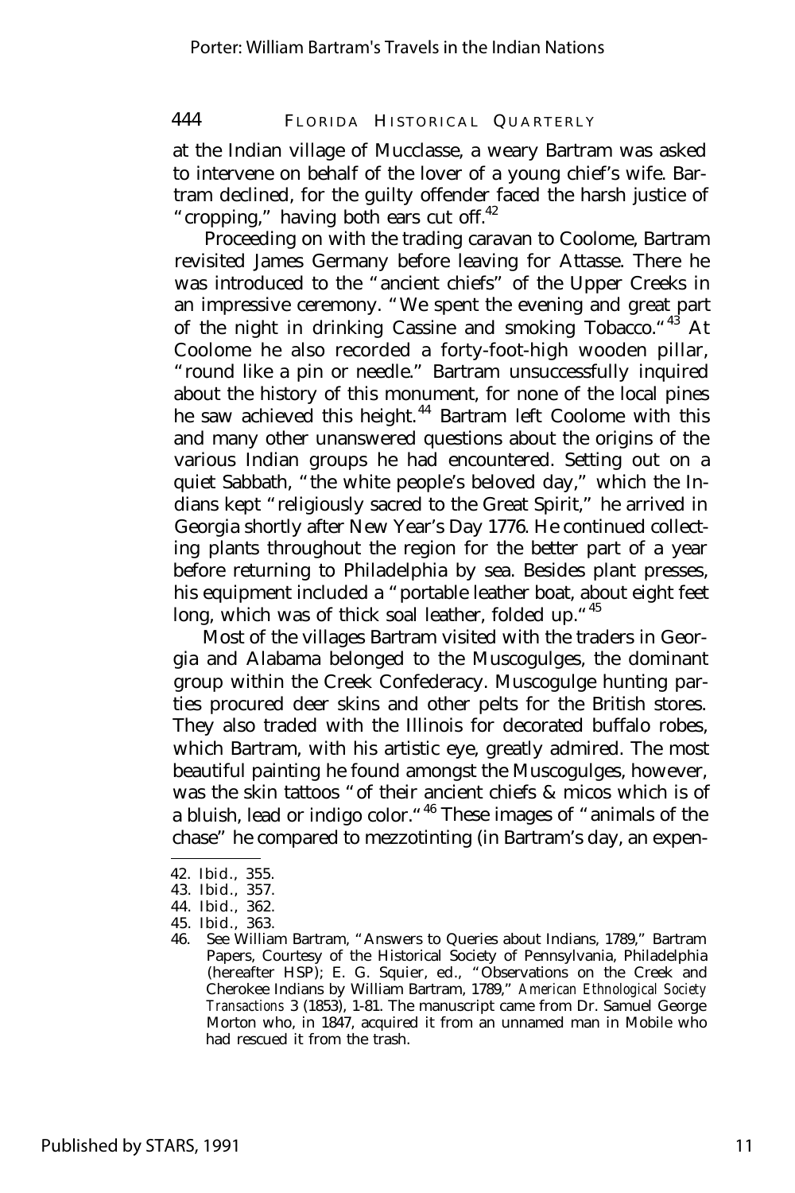at the Indian village of Mucclasse, a weary Bartram was asked to intervene on behalf of the lover of a young chief's wife. Bartram declined, for the guilty offender faced the harsh justice of "cropping," having both ears cut off.[42]

Proceeding on with the trading caravan to Coolome, Bartram revisited James Germany before leaving for Attasse. There he was introduced to the "ancient chiefs" of the Upper Creeks in an impressive ceremony. "We spent the evening and great part of the night in drinking Cassine and smoking Tobacco."[43] At Coolome he also recorded a forty-foot-high wooden pillar, "round like a pin or needle." Bartram unsuccessfully inquired about the history of this monument, for none of the local pines he saw achieved this height.[44] Bartram left Coolome with this and many other unanswered questions about the origins of the various Indian groups he had encountered. Setting out on a quiet Sabbath, "the white people's beloved day," which the Indians kept "religiously sacred to the Great Spirit," he arrived in Georgia shortly after New Year's Day 1776. He continued collecting plants throughout the region for the better part of a year before returning to Philadelphia by sea. Besides plant presses, his equipment included a "portable leather boat, about eight feet long, which was of thick soal leather, folded up."[45]

Most of the villages Bartram visited with the traders in Georgia and Alabama belonged to the Muscogulges, the dominant group within the Creek Confederacy. Muscogulge hunting parties procured deer skins and other pelts for the British stores. They also traded with the Illinois for decorated buffalo robes, which Bartram, with his artistic eye, greatly admired. The most beautiful painting he found amongst the Muscogulges, however, was the skin tattoos "of their ancient chiefs & micos which is of a bluish, lead or indigo color."[46] These images of "animals of the chase" he compared to mezzotinting (in Bartram's day, an expen-

---

42. Ibid., 355.
43. Ibid., 357.
44. Ibid., 362.
45. Ibid., 363.
46. See William Bartram, "Answers to Queries about Indians, 1789," Bartram Papers, Courtesy of the Historical Society of Pennsylvania, Philadelphia (hereafter HSP); E. G. Squier, ed., "Observations on the Creek and Cherokee Indians by William Bartram, 1789," *American Ethnological Society Transactions* 3 (1853), 1-81. The manuscript came from Dr. Samuel George Morton who, in 1847, acquired it from an unnamed man in Mobile who had rescued it from the trash.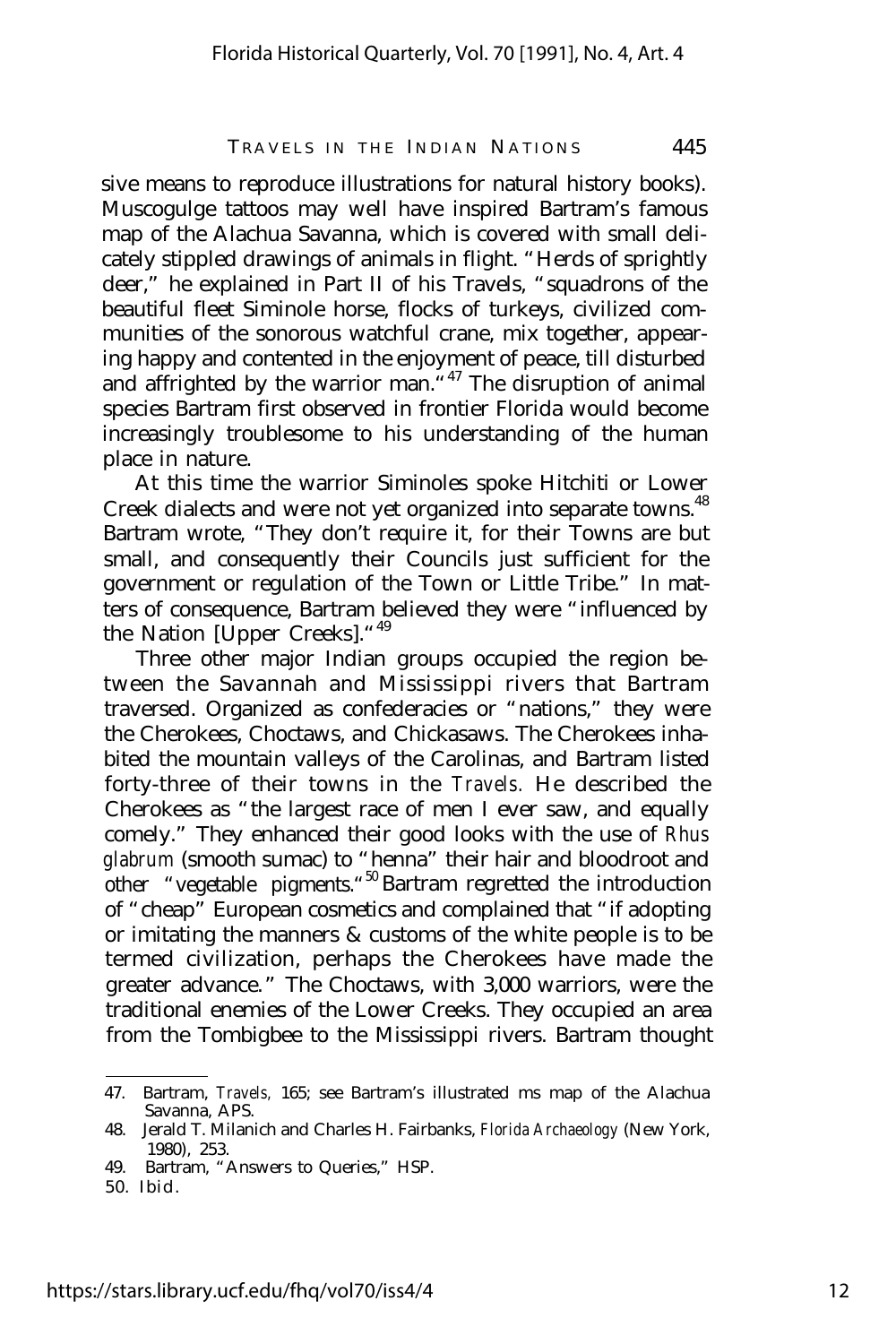sive means to reproduce illustrations for natural history books). Muscogulge tattoos may well have inspired Bartram's famous map of the Alachua Savanna, which is covered with small delicately stippled drawings of animals in flight. "Herds of sprightly deer," he explained in Part II of his Travels, "squadrons of the beautiful fleet Siminole horse, flocks of turkeys, civilized communities of the sonorous watchful crane, mix together, appearing happy and contented in the enjoyment of peace, till disturbed and affrighted by the warrior man."[47] The disruption of animal species Bartram first observed in frontier Florida would become increasingly troublesome to his understanding of the human place in nature.

At this time the warrior Siminoles spoke Hitchiti or Lower Creek dialects and were not yet organized into separate towns.[48] Bartram wrote, "They don't require it, for their Towns are but small, and consequently their Councils just sufficient for the government or regulation of the Town or Little Tribe." In matters of consequence, Bartram believed they were "influenced by the Nation [Upper Creeks]."[49]

Three other major Indian groups occupied the region between the Savannah and Mississippi rivers that Bartram traversed. Organized as confederacies or "nations," they were the Cherokees, Choctaws, and Chickasaws. The Cherokees inhabited the mountain valleys of the Carolinas, and Bartram listed forty-three of their towns in the *Travels.* He described the Cherokees as "the largest race of men I ever saw, and equally comely." They enhanced their good looks with the use of *Rhus glabrum* (smooth sumac) to "henna" their hair and bloodroot and other "vegetable pigments."[50] Bartram regretted the introduction of "cheap" European cosmetics and complained that "if adopting or imitating the manners & customs of the white people is to be termed civilization, perhaps the Cherokees have made the greater advance." The Choctaws, with 3,000 warriors, were the traditional enemies of the Lower Creeks. They occupied an area from the Tombigbee to the Mississippi rivers. Bartram thought

---

47. Bartram, *Travels,* 165; see Bartram's illustrated ms map of the Alachua Savanna, APS.
48. Jerald T. Milanich and Charles H. Fairbanks, *Florida Archaeology* (New York, 1980), 253.
49. Bartram, "Answers to Queries," HSP.
50. Ibid.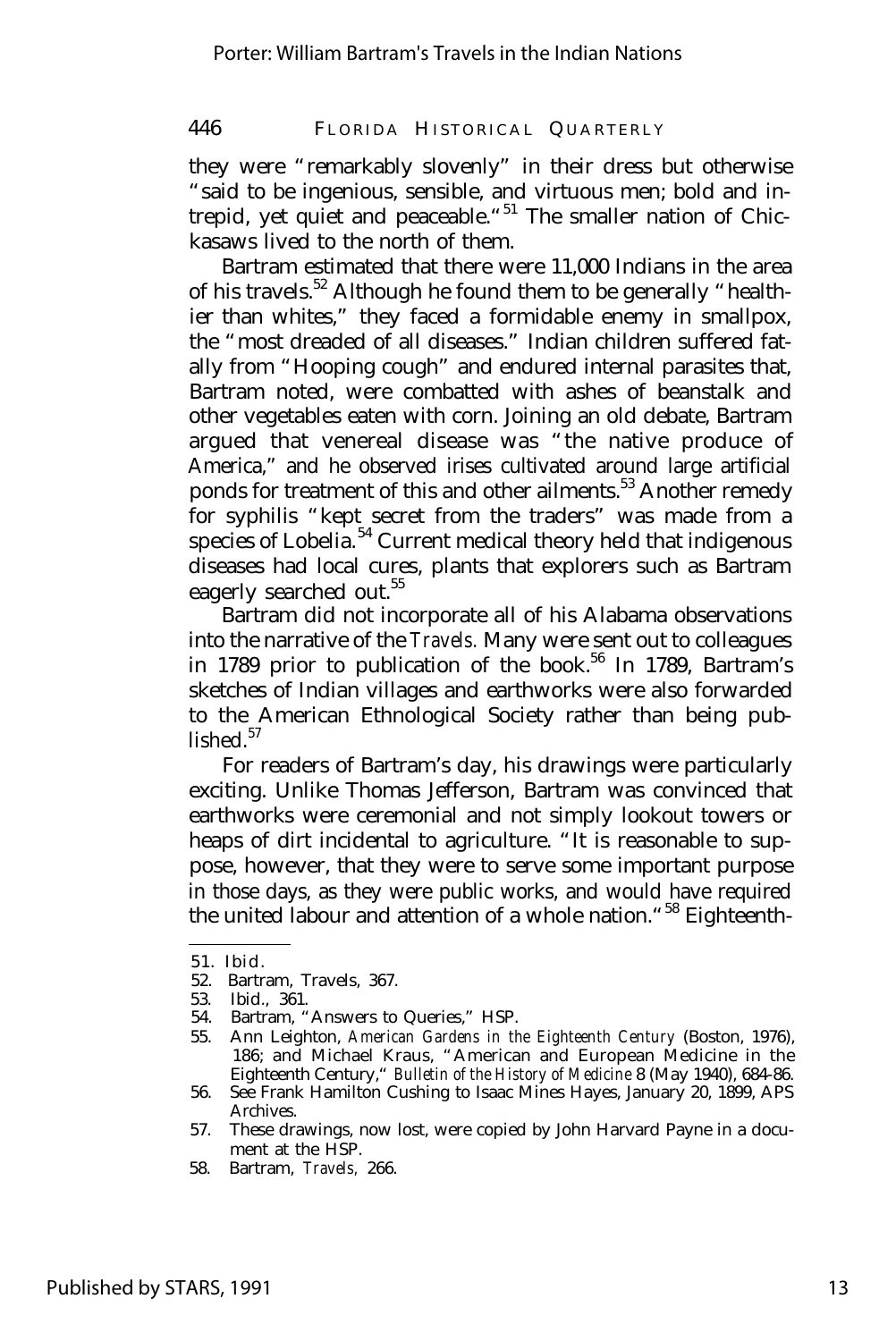they were "remarkably slovenly" in their dress but otherwise "said to be ingenious, sensible, and virtuous men; bold and intrepid, yet quiet and peaceable."[51] The smaller nation of Chickasaws lived to the north of them.

Bartram estimated that there were 11,000 Indians in the area of his travels.[52] Although he found them to be generally "healthier than whites," they faced a formidable enemy in smallpox, the "most dreaded of all diseases." Indian children suffered fatally from "Hooping cough" and endured internal parasites that, Bartram noted, were combatted with ashes of beanstalk and other vegetables eaten with corn. Joining an old debate, Bartram argued that venereal disease was "the native produce of America," and he observed irises cultivated around large artificial ponds for treatment of this and other ailments.[53] Another remedy for syphilis "kept secret from the traders" was made from a species of Lobelia.[54] Current medical theory held that indigenous diseases had local cures, plants that explorers such as Bartram eagerly searched out.[55]

Bartram did not incorporate all of his Alabama observations into the narrative of the *Travels.* Many were sent out to colleagues in 1789 prior to publication of the book.[56] In 1789, Bartram's sketches of Indian villages and earthworks were also forwarded to the American Ethnological Society rather than being published.[57]

For readers of Bartram's day, his drawings were particularly exciting. Unlike Thomas Jefferson, Bartram was convinced that earthworks were ceremonial and not simply lookout towers or heaps of dirt incidental to agriculture. "It is reasonable to suppose, however, that they were to serve some important purpose in those days, as they were public works, and would have required the united labour and attention of a whole nation."[58] Eighteenth-

---

51. Ibid.
52. Bartram, Travels, 367.
53. Ibid., 361.
54. Bartram, "Answers to Queries," HSP.
55. Ann Leighton, *American Gardens in the Eighteenth Century* (Boston, 1976), 186; and Michael Kraus, "American and European Medicine in the Eighteenth Century," *Bulletin of the History of Medicine* 8 (May 1940), 684-86.
56. See Frank Hamilton Cushing to Isaac Mines Hayes, January 20, 1899, APS Archives.
57. These drawings, now lost, were copied by John Harvard Payne in a document at the HSP.
58. Bartram, *Travels,* 266.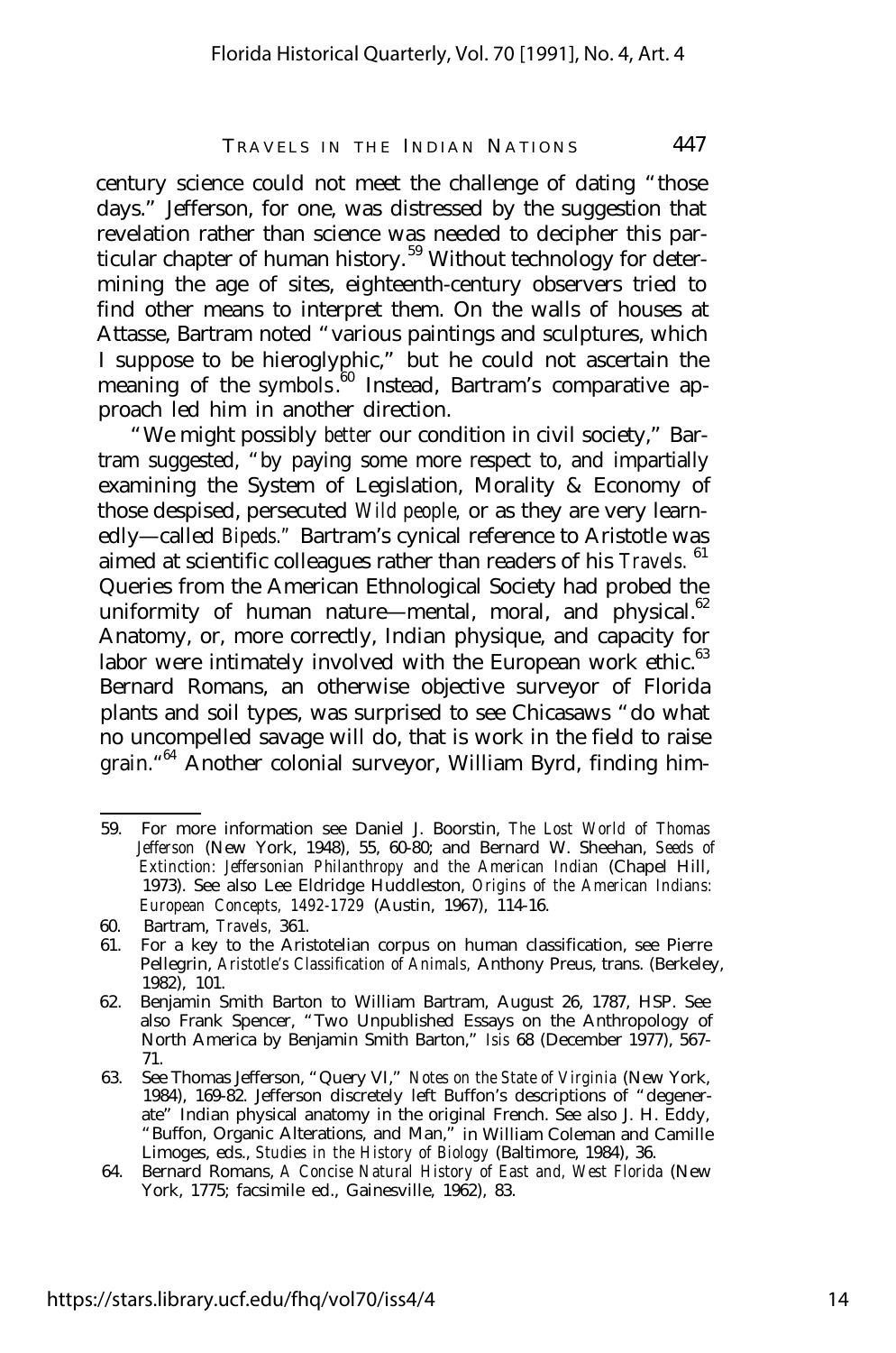century science could not meet the challenge of dating "those days." Jefferson, for one, was distressed by the suggestion that revelation rather than science was needed to decipher this particular chapter of human history.[59] Without technology for determining the age of sites, eighteenth-century observers tried to find other means to interpret them. On the walls of houses at Attasse, Bartram noted "various paintings and sculptures, which I suppose to be hieroglyphic," but he could not ascertain the meaning of the symbols.[60] Instead, Bartram's comparative approach led him in another direction.

"We might possibly *better* our condition in civil society," Bartram suggested, "by paying some more respect to, and impartially examining the System of Legislation, Morality & Economy of those despised, persecuted *Wild people,* or as they are very learnedly—called *Bipeds.*" Bartram's cynical reference to Aristotle was aimed at scientific colleagues rather than readers of his *Travels.*[61] Queries from the American Ethnological Society had probed the uniformity of human nature—mental, moral, and physical.[62] Anatomy, or, more correctly, Indian physique, and capacity for labor were intimately involved with the European work ethic.[63] Bernard Romans, an otherwise objective surveyor of Florida plants and soil types, was surprised to see Chicasaws "do what no uncompelled savage will do, that is work in the field to raise grain."[64] Another colonial surveyor, William Byrd, finding him-

---

59. For more information see Daniel J. Boorstin, *The Lost World of Thomas Jefferson* (New York, 1948), 55, 60-80; and Bernard W. Sheehan, *Seeds of Extinction: Jeffersonian Philanthropy and the American Indian* (Chapel Hill, 1973). See also Lee Eldridge Huddleston, *Origins of the American Indians: European Concepts, 1492-1729* (Austin, 1967), 114-16.

60. Bartram, *Travels,* 361.

61. For a key to the Aristotelian corpus on human classification, see Pierre Pellegrin, *Aristotle's Classification of Animals,* Anthony Preus, trans. (Berkeley, 1982), 101.

62. Benjamin Smith Barton to William Bartram, August 26, 1787, HSP. See also Frank Spencer, "Two Unpublished Essays on the Anthropology of North America by Benjamin Smith Barton," *Isis* 68 (December 1977), 567-71.

63. See Thomas Jefferson, "Query VI," *Notes on the State of Virginia* (New York, 1984), 169-82. Jefferson discretely left Buffon's descriptions of "degenerate" Indian physical anatomy in the original French. See also J. H. Eddy, "Buffon, Organic Alterations, and Man," in William Coleman and Camille Limoges, eds., *Studies in the History of Biology* (Baltimore, 1984), 36.

64. Bernard Romans, *A Concise Natural History of East and, West Florida* (New York, 1775; facsimile ed., Gainesville, 1962), 83.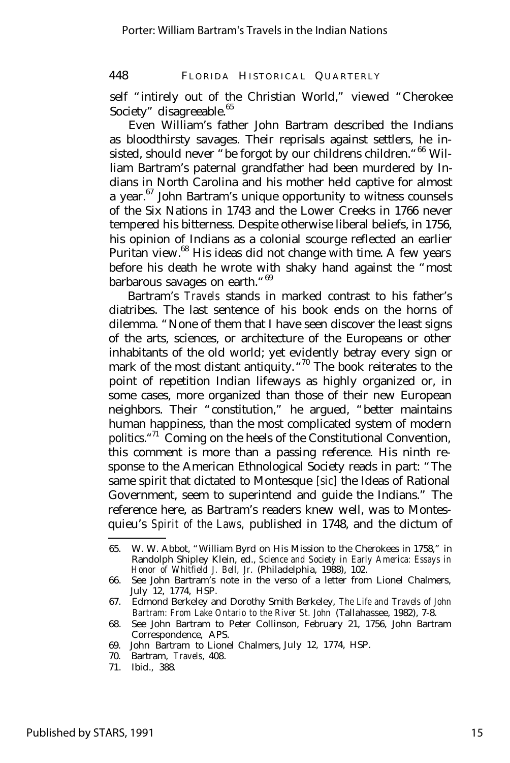self "intirely out of the Christian World," viewed "Cherokee Society" disagreeable.[65]

Even William's father John Bartram described the Indians as bloodthirsty savages. Their reprisals against settlers, he insisted, should never "be forgot by our childrens children."[66] William Bartram's paternal grandfather had been murdered by Indians in North Carolina and his mother held captive for almost a year.[67] John Bartram's unique opportunity to witness counsels of the Six Nations in 1743 and the Lower Creeks in 1766 never tempered his bitterness. Despite otherwise liberal beliefs, in 1756, his opinion of Indians as a colonial scourge reflected an earlier Puritan view.[68] His ideas did not change with time. A few years before his death he wrote with shaky hand against the "most barbarous savages on earth."[69]

Bartram's *Travels* stands in marked contrast to his father's diatribes. The last sentence of his book ends on the horns of dilemma. "None of them that I have seen discover the least signs of the arts, sciences, or architecture of the Europeans or other inhabitants of the old world; yet evidently betray every sign or mark of the most distant antiquity."[70] The book reiterates to the point of repetition Indian lifeways as highly organized or, in some cases, more organized than those of their new European neighbors. Their "constitution," he argued, "better maintains human happiness, than the most complicated system of modern politics."[71] Coming on the heels of the Constitutional Convention, this comment is more than a passing reference. His ninth response to the American Ethnological Society reads in part: "The same spirit that dictated to Montesque [*sic*] the Ideas of Rational Government, seem to superintend and guide the Indians." The reference here, as Bartram's readers knew well, was to Montesquieu's *Spirit of the Laws,* published in 1748, and the dictum of

---

65. W. W. Abbot, "William Byrd on His Mission to the Cherokees in 1758," in Randolph Shipley Klein, ed., *Science and Society in Early America: Essays in Honor of Whitfield J. Bell, Jr.* (Philadelphia, 1988), 102.
66. See John Bartram's note in the verso of a letter from Lionel Chalmers, July 12, 1774, HSP.
67. Edmond Berkeley and Dorothy Smith Berkeley, *The Life and Travels of John Bartram: From Lake Ontario to the River St. John* (Tallahassee, 1982), 7-8.
68. See John Bartram to Peter Collinson, February 21, 1756, John Bartram Correspondence, APS.
69. John Bartram to Lionel Chalmers, July 12, 1774, HSP.
70. Bartram, *Travels,* 408.
71. Ibid., 388.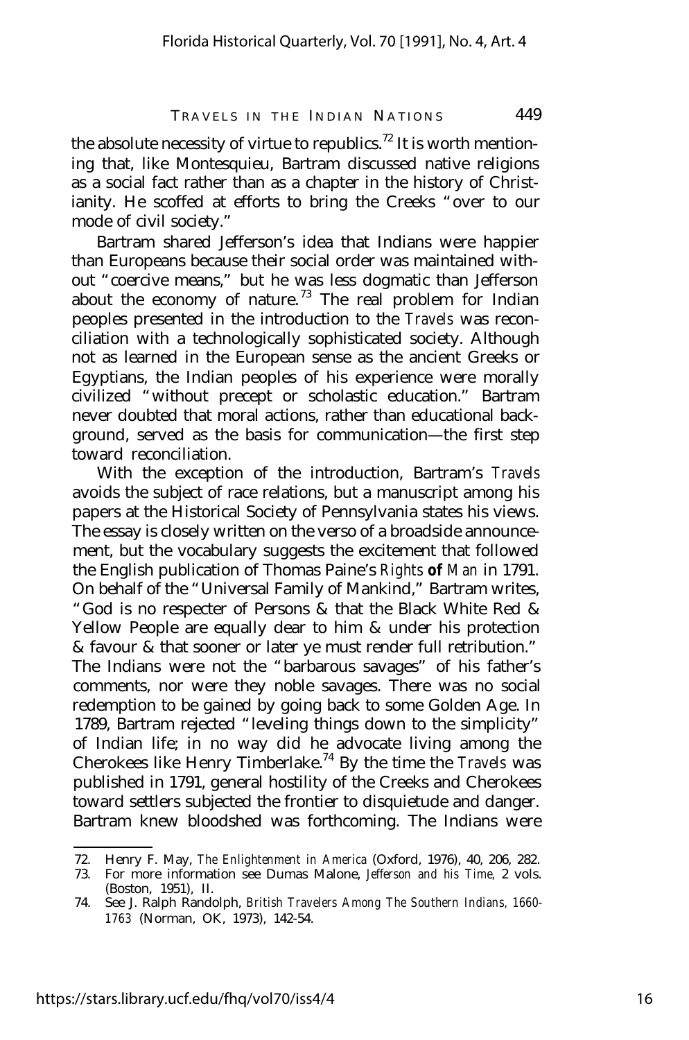the absolute necessity of virtue to republics.[72] It is worth mentioning that, like Montesquieu, Bartram discussed native religions as a social fact rather than as a chapter in the history of Christianity. He scoffed at efforts to bring the Creeks "over to our mode of civil society."

Bartram shared Jefferson's idea that Indians were happier than Europeans because their social order was maintained without "coercive means," but he was less dogmatic than Jefferson about the economy of nature.[73] The real problem for Indian peoples presented in the introduction to the *Travels* was reconciliation with a technologically sophisticated society. Although not as learned in the European sense as the ancient Greeks or Egyptians, the Indian peoples of his experience were morally civilized "without precept or scholastic education." Bartram never doubted that moral actions, rather than educational background, served as the basis for communication—the first step toward reconciliation.

With the exception of the introduction, Bartram's *Travels* avoids the subject of race relations, but a manuscript among his papers at the Historical Society of Pennsylvania states his views. The essay is closely written on the verso of a broadside announcement, but the vocabulary suggests the excitement that followed the English publication of Thomas Paine's *Rights* **of** *Man* in 1791. On behalf of the "Universal Family of Mankind," Bartram writes, "God is no respecter of Persons & that the Black White Red & Yellow People are equally dear to him & under his protection & favour & that sooner or later ye must render full retribution." The Indians were not the "barbarous savages" of his father's comments, nor were they noble savages. There was no social redemption to be gained by going back to some Golden Age. In 1789, Bartram rejected "leveling things down to the simplicity" of Indian life; in no way did he advocate living among the Cherokees like Henry Timberlake.[74] By the time the *Travels* was published in 1791, general hostility of the Creeks and Cherokees toward settlers subjected the frontier to disquietude and danger. Bartram knew bloodshed was forthcoming. The Indians were

---

72. Henry F. May, *The Enlightenment in America* (Oxford, 1976), 40, 206, 282.
73. For more information see Dumas Malone, *Jefferson and his Time*, 2 vols. (Boston, 1951), II.
74. See J. Ralph Randolph, *British Travelers Among The Southern Indians, 1660-1763* (Norman, OK, 1973), 142-54.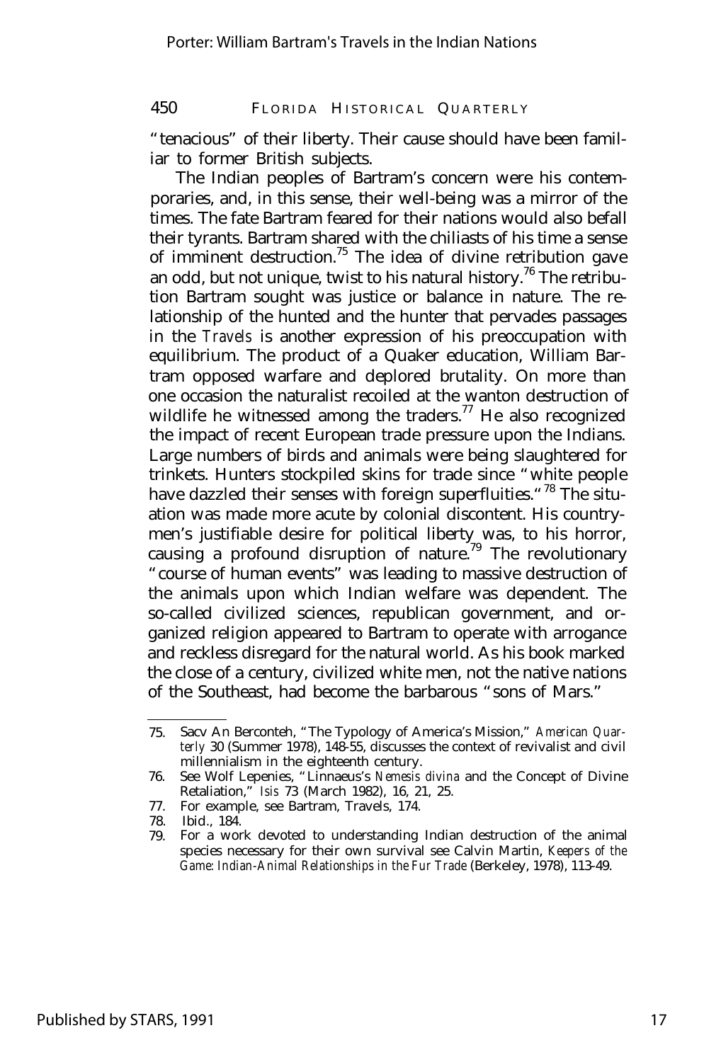"tenacious" of their liberty. Their cause should have been familiar to former British subjects.

The Indian peoples of Bartram's concern were his contemporaries, and, in this sense, their well-being was a mirror of the times. The fate Bartram feared for their nations would also befall their tyrants. Bartram shared with the chiliasts of his time a sense of imminent destruction.[75] The idea of divine retribution gave an odd, but not unique, twist to his natural history.[76] The retribution Bartram sought was justice or balance in nature. The relationship of the hunted and the hunter that pervades passages in the *Travels* is another expression of his preoccupation with equilibrium. The product of a Quaker education, William Bartram opposed warfare and deplored brutality. On more than one occasion the naturalist recoiled at the wanton destruction of wildlife he witnessed among the traders.[77] He also recognized the impact of recent European trade pressure upon the Indians. Large numbers of birds and animals were being slaughtered for trinkets. Hunters stockpiled skins for trade since "white people have dazzled their senses with foreign superfluities."[78] The situation was made more acute by colonial discontent. His countrymen's justifiable desire for political liberty was, to his horror, causing a profound disruption of nature.[79] The revolutionary "course of human events" was leading to massive destruction of the animals upon which Indian welfare was dependent. The so-called civilized sciences, republican government, and organized religion appeared to Bartram to operate with arrogance and reckless disregard for the natural world. As his book marked the close of a century, civilized white men, not the native nations of the Southeast, had become the barbarous "sons of Mars."

---

75. Sacv An Berconteh, "The Typology of America's Mission," *American Quarterly* 30 (Summer 1978), 148-55, discusses the context of revivalist and civil millennialism in the eighteenth century.
76. See Wolf Lepenies, "Linnaeus's *Nemesis divina* and the Concept of Divine Retaliation," *Isis* 73 (March 1982), 16, 21, 25.
77. For example, see Bartram, Travels, 174.
78. Ibid., 184.
79. For a work devoted to understanding Indian destruction of the animal species necessary for their own survival see Calvin Martin, *Keepers of the Game: Indian-Animal Relationships in the Fur Trade* (Berkeley, 1978), 113-49.